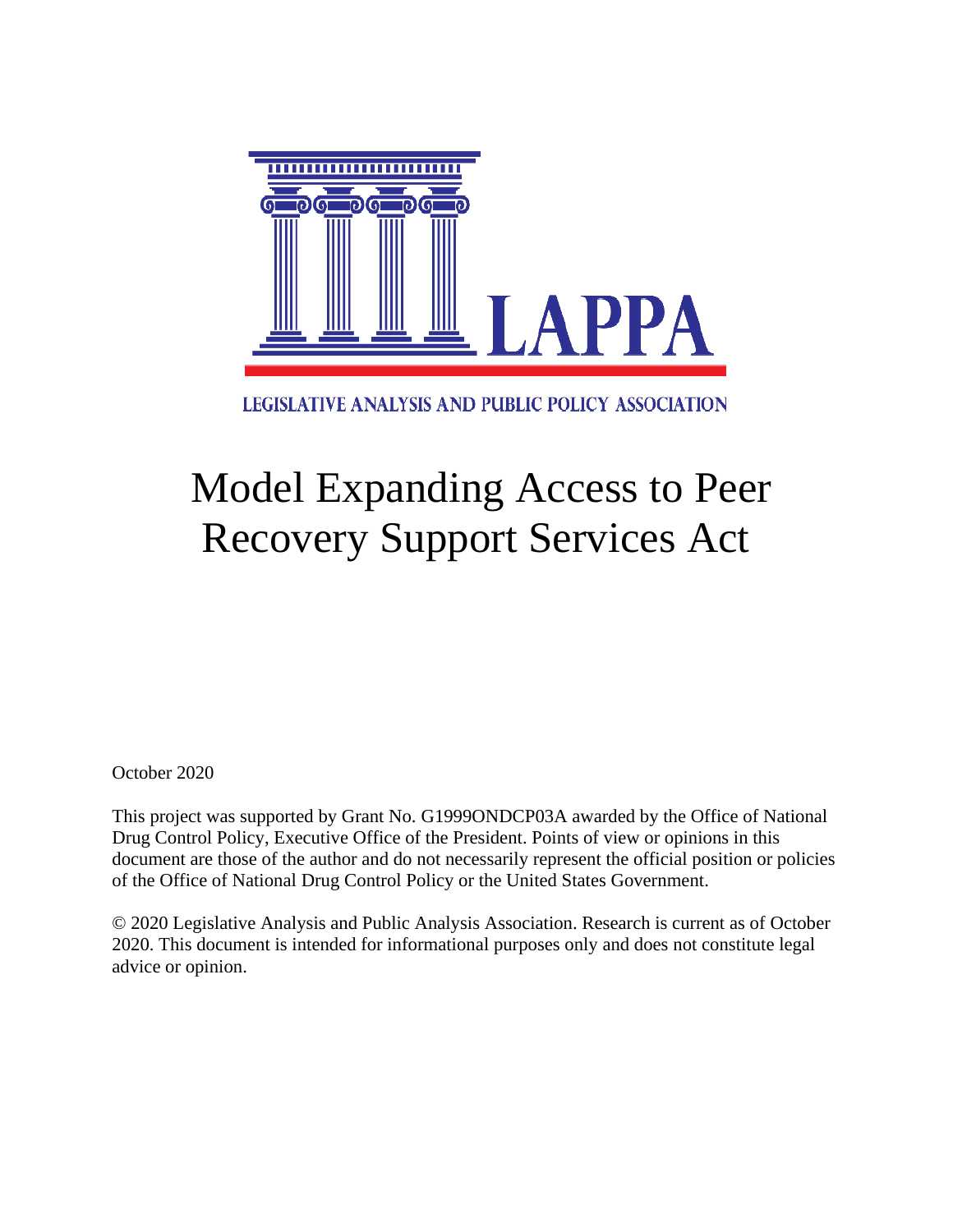LAPPA

LEGISLATIVE ANALYSIS AND PUBLIC POLICY ASSOCIATION

# Model Expanding Access to Peer Recovery Support Services Act

October 2020

This project was supported by Grant No. G1999ONDCP03A awarded by the Office of National Drug Control Policy, Executive Office of the President. Points of view or opinions in this document are those of the author and do not necessarily represent the official position or policies of the Office of National Drug Control Policy or the United States Government.

© 2020 Legislative Analysis and Public Analysis Association. Research is current as of October 2020. This document is intended for informational purposes only and does not constitute legal advice or opinion.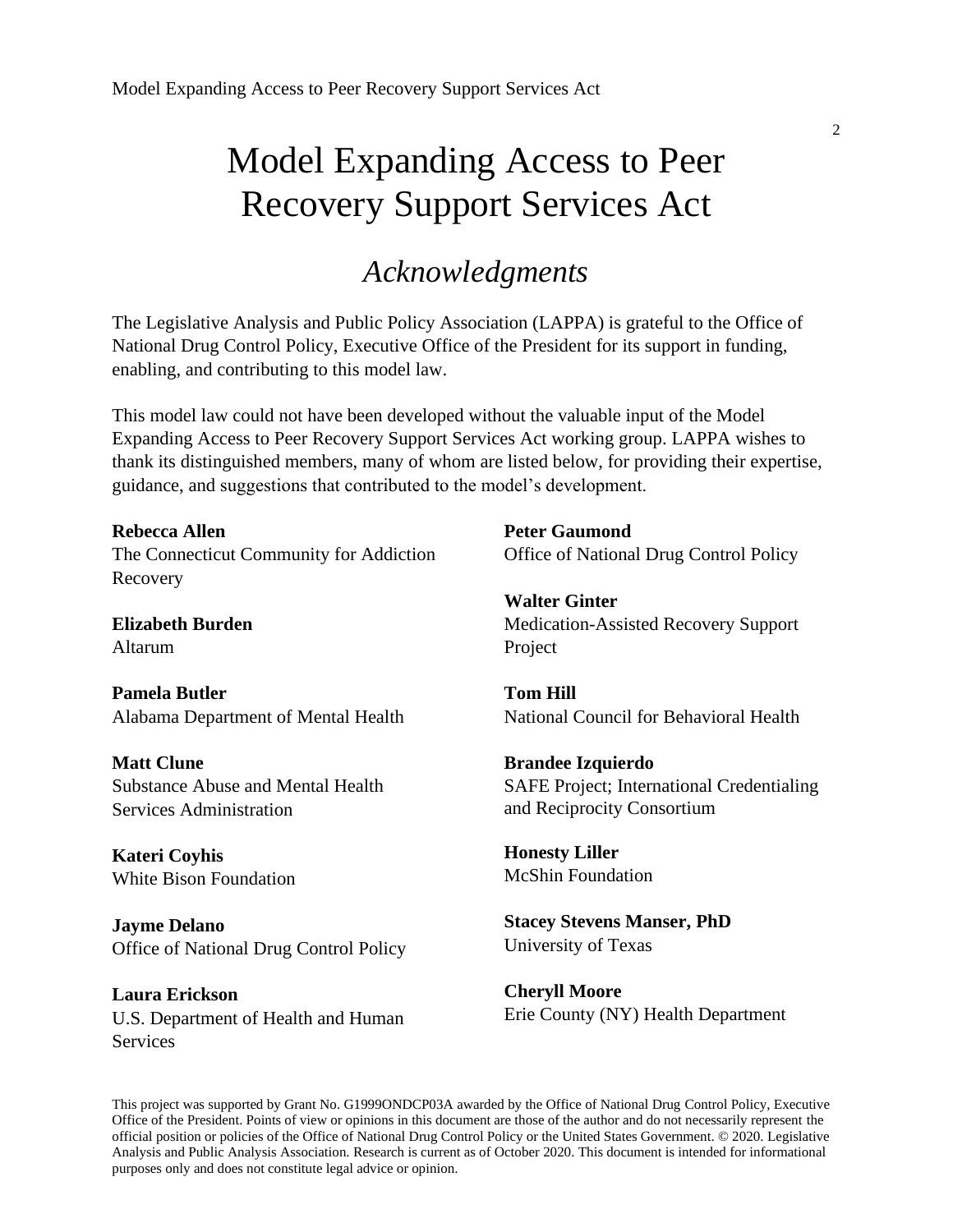# Model Expanding Access to Peer Recovery Support Services Act

## *Acknowledgments*

The Legislative Analysis and Public Policy Association (LAPPA) is grateful to the Office of National Drug Control Policy, Executive Office of the President for its support in funding, enabling, and contributing to this model law.

This model law could not have been developed without the valuable input of the Model Expanding Access to Peer Recovery Support Services Act working group. LAPPA wishes to thank its distinguished members, many of whom are listed below, for providing their expertise, guidance, and suggestions that contributed to the model's development.

**Rebecca Allen**
The Connecticut Community for Addiction Recovery

**Elizabeth Burden**
Altarum

**Pamela Butler**
Alabama Department of Mental Health

**Matt Clune**
Substance Abuse and Mental Health Services Administration

**Kateri Coyhis**
White Bison Foundation

**Jayme Delano**
Office of National Drug Control Policy

**Laura Erickson**
U.S. Department of Health and Human Services

**Peter Gaumond**
Office of National Drug Control Policy

**Walter Ginter**
Medication-Assisted Recovery Support Project

**Tom Hill**
National Council for Behavioral Health

**Brandee Izquierdo**
SAFE Project; International Credentialing and Reciprocity Consortium

**Honesty Liller**
McShin Foundation

**Stacey Stevens Manser, PhD**
University of Texas

**Cheryll Moore**
Erie County (NY) Health Department

This project was supported by Grant No. G1999ONDCP03A awarded by the Office of National Drug Control Policy, Executive Office of the President. Points of view or opinions in this document are those of the author and do not necessarily represent the official position or policies of the Office of National Drug Control Policy or the United States Government. © 2020. Legislative Analysis and Public Analysis Association. Research is current as of October 2020. This document is intended for informational purposes only and does not constitute legal advice or opinion.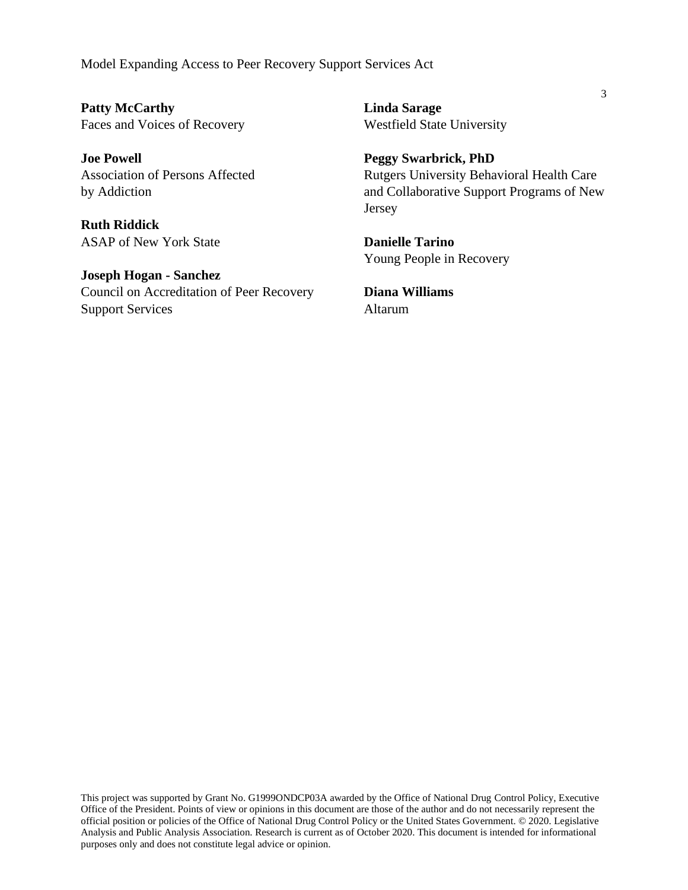**Patty McCarthy**
Faces and Voices of Recovery

**Joe Powell**
Association of Persons Affected by Addiction

**Ruth Riddick**
ASAP of New York State

**Joseph Hogan - Sanchez**
Council on Accreditation of Peer Recovery Support Services

**Linda Sarage**
Westfield State University

**Peggy Swarbrick, PhD**
Rutgers University Behavioral Health Care and Collaborative Support Programs of New Jersey

**Danielle Tarino**
Young People in Recovery

**Diana Williams**
Altarum

This project was supported by Grant No. G1999ONDCP03A awarded by the Office of National Drug Control Policy, Executive Office of the President. Points of view or opinions in this document are those of the author and do not necessarily represent the official position or policies of the Office of National Drug Control Policy or the United States Government. © 2020. Legislative Analysis and Public Analysis Association. Research is current as of October 2020. This document is intended for informational purposes only and does not constitute legal advice or opinion.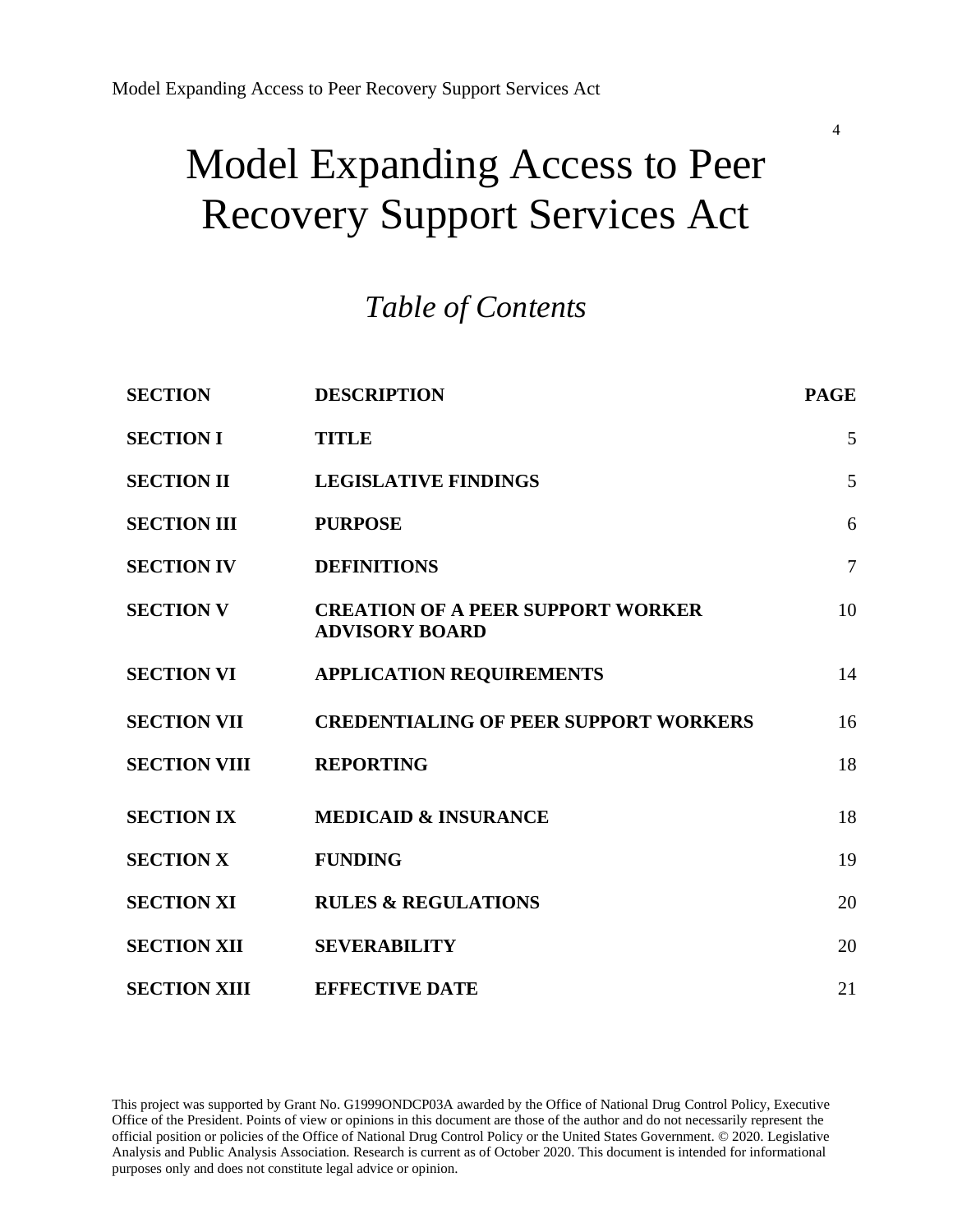# Model Expanding Access to Peer Recovery Support Services Act

## *Table of Contents*

| SECTION | DESCRIPTION | PAGE |
|---|---|---|
| SECTION I | TITLE | 5 |
| SECTION II | LEGISLATIVE FINDINGS | 5 |
| SECTION III | PURPOSE | 6 |
| SECTION IV | DEFINITIONS | 7 |
| SECTION V | CREATION OF A PEER SUPPORT WORKER ADVISORY BOARD | 10 |
| SECTION VI | APPLICATION REQUIREMENTS | 14 |
| SECTION VII | CREDENTIALING OF PEER SUPPORT WORKERS | 16 |
| SECTION VIII | REPORTING | 18 |
| SECTION IX | MEDICAID & INSURANCE | 18 |
| SECTION X | FUNDING | 19 |
| SECTION XI | RULES & REGULATIONS | 20 |
| SECTION XII | SEVERABILITY | 20 |
| SECTION XIII | EFFECTIVE DATE | 21 |

This project was supported by Grant No. G1999ONDCP03A awarded by the Office of National Drug Control Policy, Executive Office of the President. Points of view or opinions in this document are those of the author and do not necessarily represent the official position or policies of the Office of National Drug Control Policy or the United States Government. © 2020. Legislative Analysis and Public Analysis Association. Research is current as of October 2020. This document is intended for informational purposes only and does not constitute legal advice or opinion.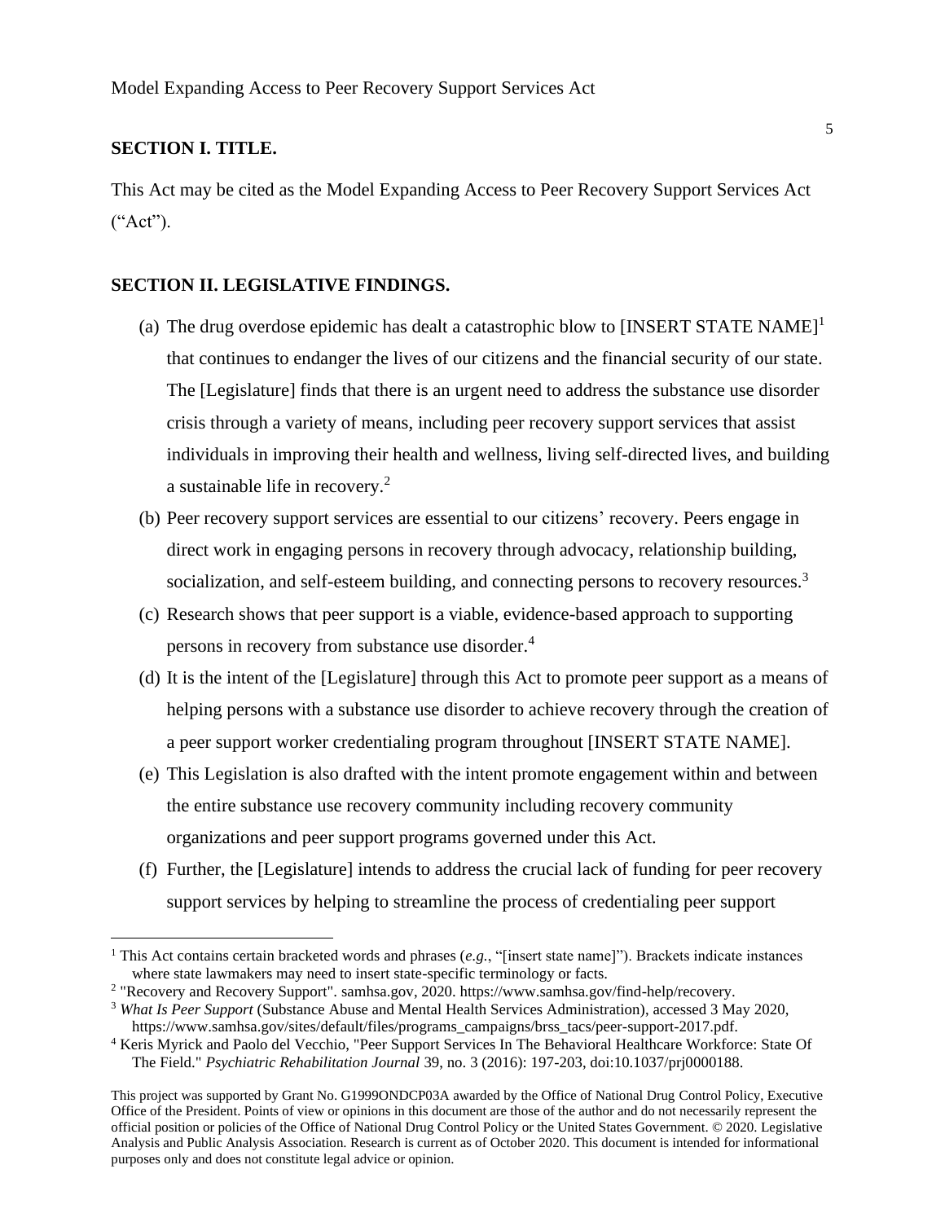## SECTION I. TITLE.

This Act may be cited as the Model Expanding Access to Peer Recovery Support Services Act ("Act").

## SECTION II. LEGISLATIVE FINDINGS.

(a) The drug overdose epidemic has dealt a catastrophic blow to [INSERT STATE NAME][1] that continues to endanger the lives of our citizens and the financial security of our state. The [Legislature] finds that there is an urgent need to address the substance use disorder crisis through a variety of means, including peer recovery support services that assist individuals in improving their health and wellness, living self-directed lives, and building a sustainable life in recovery.[2]

(b) Peer recovery support services are essential to our citizens' recovery. Peers engage in direct work in engaging persons in recovery through advocacy, relationship building, socialization, and self-esteem building, and connecting persons to recovery resources.[3]

(c) Research shows that peer support is a viable, evidence-based approach to supporting persons in recovery from substance use disorder.[4]

(d) It is the intent of the [Legislature] through this Act to promote peer support as a means of helping persons with a substance use disorder to achieve recovery through the creation of a peer support worker credentialing program throughout [INSERT STATE NAME].

(e) This Legislation is also drafted with the intent promote engagement within and between the entire substance use recovery community including recovery community organizations and peer support programs governed under this Act.

(f) Further, the [Legislature] intends to address the crucial lack of funding for peer recovery support services by helping to streamline the process of credentialing peer support

---

[1] This Act contains certain bracketed words and phrases (*e.g.*, "[insert state name]"). Brackets indicate instances where state lawmakers may need to insert state-specific terminology or facts.

[2] "Recovery and Recovery Support". samhsa.gov, 2020. https://www.samhsa.gov/find-help/recovery.

[3] *What Is Peer Support* (Substance Abuse and Mental Health Services Administration), accessed 3 May 2020, https://www.samhsa.gov/sites/default/files/programs_campaigns/brss_tacs/peer-support-2017.pdf.

[4] Keris Myrick and Paolo del Vecchio, "Peer Support Services In The Behavioral Healthcare Workforce: State Of The Field." *Psychiatric Rehabilitation Journal* 39, no. 3 (2016): 197-203, doi:10.1037/prj0000188.

This project was supported by Grant No. G1999ONDCP03A awarded by the Office of National Drug Control Policy, Executive Office of the President. Points of view or opinions in this document are those of the author and do not necessarily represent the official position or policies of the Office of National Drug Control Policy or the United States Government. © 2020. Legislative Analysis and Public Analysis Association. Research is current as of October 2020. This document is intended for informational purposes only and does not constitute legal advice or opinion.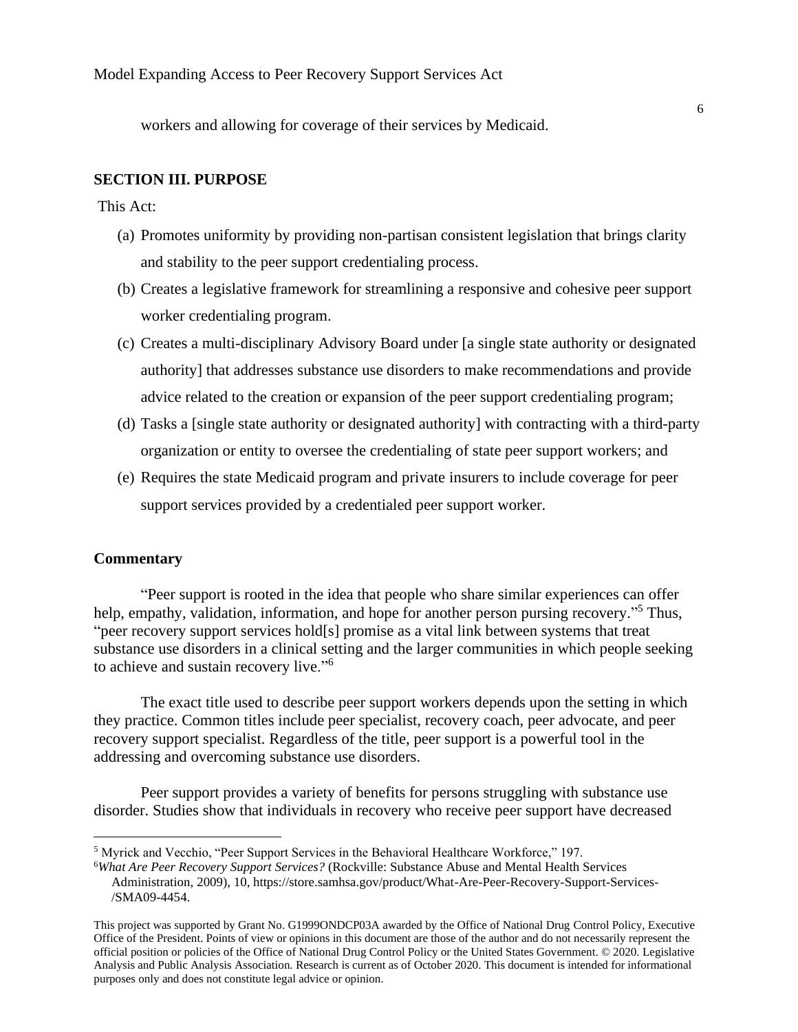workers and allowing for coverage of their services by Medicaid.

## SECTION III. PURPOSE

This Act:

(a) Promotes uniformity by providing non-partisan consistent legislation that brings clarity and stability to the peer support credentialing process.

(b) Creates a legislative framework for streamlining a responsive and cohesive peer support worker credentialing program.

(c) Creates a multi-disciplinary Advisory Board under [a single state authority or designated authority] that addresses substance use disorders to make recommendations and provide advice related to the creation or expansion of the peer support credentialing program;

(d) Tasks a [single state authority or designated authority] with contracting with a third-party organization or entity to oversee the credentialing of state peer support workers; and

(e) Requires the state Medicaid program and private insurers to include coverage for peer support services provided by a credentialed peer support worker.

### Commentary

"Peer support is rooted in the idea that people who share similar experiences can offer help, empathy, validation, information, and hope for another person pursing recovery."[5] Thus, "peer recovery support services hold[s] promise as a vital link between systems that treat substance use disorders in a clinical setting and the larger communities in which people seeking to achieve and sustain recovery live."[6]

The exact title used to describe peer support workers depends upon the setting in which they practice. Common titles include peer specialist, recovery coach, peer advocate, and peer recovery support specialist. Regardless of the title, peer support is a powerful tool in the addressing and overcoming substance use disorders.

Peer support provides a variety of benefits for persons struggling with substance use disorder. Studies show that individuals in recovery who receive peer support have decreased

---

[5] Myrick and Vecchio, "Peer Support Services in the Behavioral Healthcare Workforce," 197.

[6] *What Are Peer Recovery Support Services?* (Rockville: Substance Abuse and Mental Health Services Administration, 2009), 10, https://store.samhsa.gov/product/What-Are-Peer-Recovery-Support-Services-/SMA09-4454.

This project was supported by Grant No. G1999ONDCP03A awarded by the Office of National Drug Control Policy, Executive Office of the President. Points of view or opinions in this document are those of the author and do not necessarily represent the official position or policies of the Office of National Drug Control Policy or the United States Government. © 2020. Legislative Analysis and Public Analysis Association. Research is current as of October 2020. This document is intended for informational purposes only and does not constitute legal advice or opinion.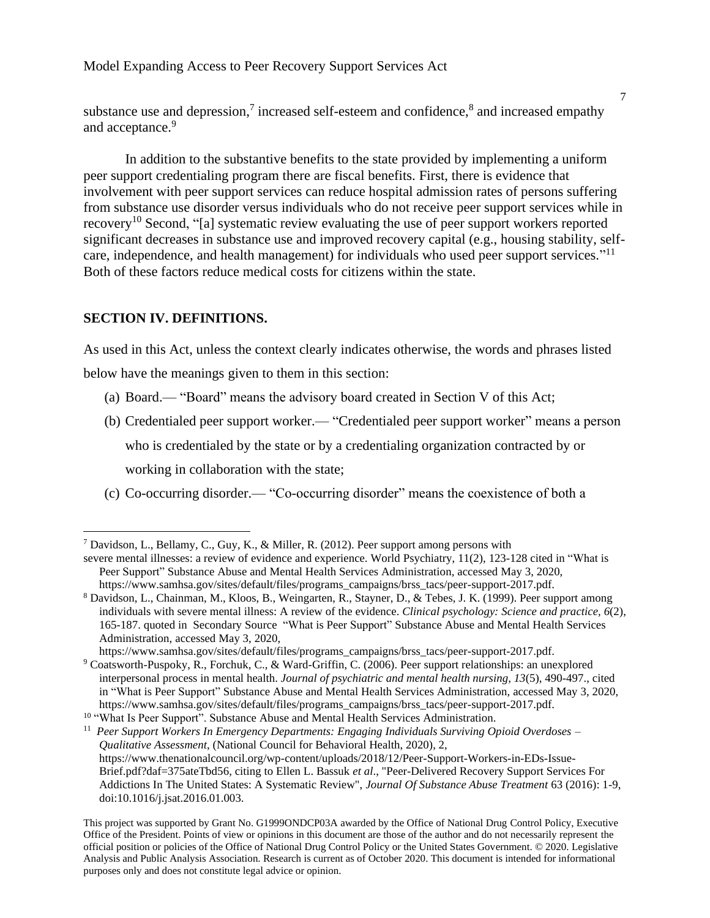substance use and depression,[7] increased self-esteem and confidence,[8] and increased empathy and acceptance.[9]

In addition to the substantive benefits to the state provided by implementing a uniform peer support credentialing program there are fiscal benefits. First, there is evidence that involvement with peer support services can reduce hospital admission rates of persons suffering from substance use disorder versus individuals who do not receive peer support services while in recovery[10] Second, "[a] systematic review evaluating the use of peer support workers reported significant decreases in substance use and improved recovery capital (e.g., housing stability, self-care, independence, and health management) for individuals who used peer support services."[11] Both of these factors reduce medical costs for citizens within the state.

## SECTION IV. DEFINITIONS.

As used in this Act, unless the context clearly indicates otherwise, the words and phrases listed below have the meanings given to them in this section:

(a) Board.— "Board" means the advisory board created in Section V of this Act;

(b) Credentialed peer support worker.— "Credentialed peer support worker" means a person who is credentialed by the state or by a credentialing organization contracted by or working in collaboration with the state;

(c) Co-occurring disorder.— "Co-occurring disorder" means the coexistence of both a

---

[7] Davidson, L., Bellamy, C., Guy, K., & Miller, R. (2012). Peer support among persons with severe mental illnesses: a review of evidence and experience. World Psychiatry, 11(2), 123-128 cited in "What is Peer Support" Substance Abuse and Mental Health Services Administration, accessed May 3, 2020, https://www.samhsa.gov/sites/default/files/programs_campaigns/brss_tacs/peer-support-2017.pdf.

[8] Davidson, L., Chainman, M., Kloos, B., Weingarten, R., Stayner, D., & Tebes, J. K. (1999). Peer support among individuals with severe mental illness: A review of the evidence. *Clinical psychology: Science and practice, 6*(2), 165-187. quoted in Secondary Source "What is Peer Support" Substance Abuse and Mental Health Services Administration, accessed May 3, 2020, https://www.samhsa.gov/sites/default/files/programs_campaigns/brss_tacs/peer-support-2017.pdf.

[9] Coatsworth-Puspoky, R., Forchuk, C., & Ward-Griffin, C. (2006). Peer support relationships: an unexplored interpersonal process in mental health. *Journal of psychiatric and mental health nursing, 13*(5), 490-497., cited in "What is Peer Support" Substance Abuse and Mental Health Services Administration, accessed May 3, 2020, https://www.samhsa.gov/sites/default/files/programs_campaigns/brss_tacs/peer-support-2017.pdf.

[10] "What Is Peer Support". Substance Abuse and Mental Health Services Administration.

[11] *Peer Support Workers In Emergency Departments: Engaging Individuals Surviving Opioid Overdoses – Qualitative Assessment*, (National Council for Behavioral Health, 2020), 2, https://www.thenationalcouncil.org/wp-content/uploads/2018/12/Peer-Support-Workers-in-EDs-Issue-Brief.pdf?daf=375ateTbd56, citing to Ellen L. Bassuk *et al*., "Peer-Delivered Recovery Support Services For Addictions In The United States: A Systematic Review", *Journal Of Substance Abuse Treatment* 63 (2016): 1-9, doi:10.1016/j.jsat.2016.01.003.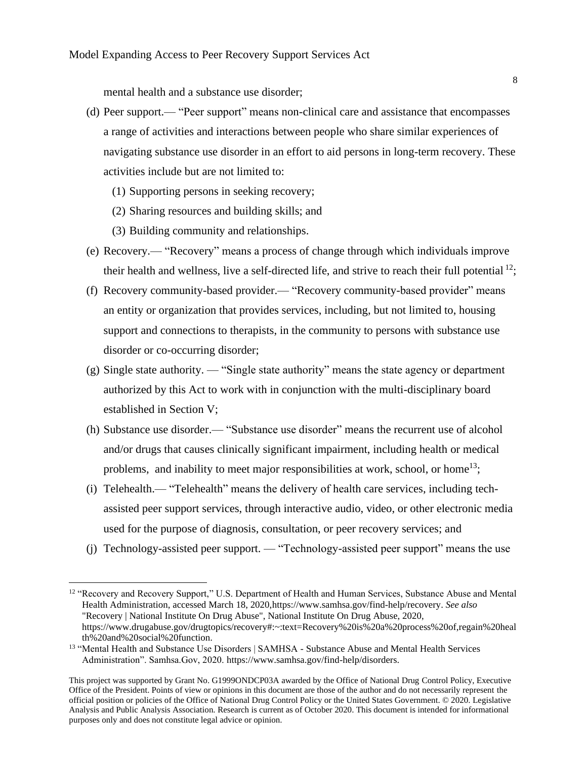mental health and a substance use disorder;

(d) Peer support.— "Peer support" means non-clinical care and assistance that encompasses a range of activities and interactions between people who share similar experiences of navigating substance use disorder in an effort to aid persons in long-term recovery. These activities include but are not limited to:

  (1) Supporting persons in seeking recovery;

  (2) Sharing resources and building skills; and

  (3) Building community and relationships.

(e) Recovery.— "Recovery" means a process of change through which individuals improve their health and wellness, live a self-directed life, and strive to reach their full potential [12];

(f) Recovery community-based provider.— "Recovery community-based provider" means an entity or organization that provides services, including, but not limited to, housing support and connections to therapists, in the community to persons with substance use disorder or co-occurring disorder;

(g) Single state authority. — "Single state authority" means the state agency or department authorized by this Act to work with in conjunction with the multi-disciplinary board established in Section V;

(h) Substance use disorder.— "Substance use disorder" means the recurrent use of alcohol and/or drugs that causes clinically significant impairment, including health or medical problems, and inability to meet major responsibilities at work, school, or home[13];

(i) Telehealth.— "Telehealth" means the delivery of health care services, including tech-assisted peer support services, through interactive audio, video, or other electronic media used for the purpose of diagnosis, consultation, or peer recovery services; and

(j) Technology-assisted peer support. — "Technology-assisted peer support" means the use

---

[12] "Recovery and Recovery Support," U.S. Department of Health and Human Services, Substance Abuse and Mental Health Administration, accessed March 18, 2020,https://www.samhsa.gov/find-help/recovery. *See also* "Recovery | National Institute On Drug Abuse", National Institute On Drug Abuse, 2020, https://www.drugabuse.gov/drugtopics/recovery#:~:text=Recovery%20is%20a%20process%20of,regain%20health%20and%20social%20function.

[13] "Mental Health and Substance Use Disorders | SAMHSA - Substance Abuse and Mental Health Services Administration". Samhsa.Gov, 2020. https://www.samhsa.gov/find-help/disorders.

This project was supported by Grant No. G1999ONDCP03A awarded by the Office of National Drug Control Policy, Executive Office of the President. Points of view or opinions in this document are those of the author and do not necessarily represent the official position or policies of the Office of National Drug Control Policy or the United States Government. © 2020. Legislative Analysis and Public Analysis Association. Research is current as of October 2020. This document is intended for informational purposes only and does not constitute legal advice or opinion.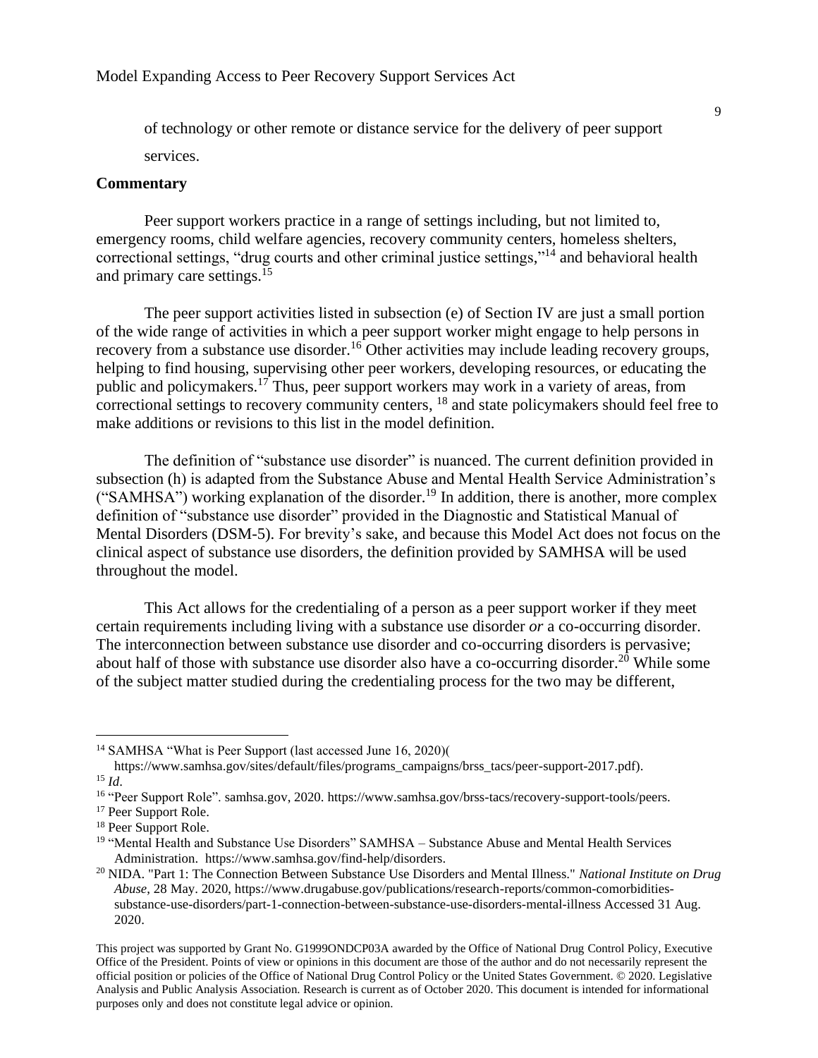of technology or other remote or distance service for the delivery of peer support services.

**Commentary**

Peer support workers practice in a range of settings including, but not limited to, emergency rooms, child welfare agencies, recovery community centers, homeless shelters, correctional settings, "drug courts and other criminal justice settings,"[14] and behavioral health and primary care settings.[15]

The peer support activities listed in subsection (e) of Section IV are just a small portion of the wide range of activities in which a peer support worker might engage to help persons in recovery from a substance use disorder.[16] Other activities may include leading recovery groups, helping to find housing, supervising other peer workers, developing resources, or educating the public and policymakers.[17] Thus, peer support workers may work in a variety of areas, from correctional settings to recovery community centers, [18] and state policymakers should feel free to make additions or revisions to this list in the model definition.

The definition of "substance use disorder" is nuanced. The current definition provided in subsection (h) is adapted from the Substance Abuse and Mental Health Service Administration's ("SAMHSA") working explanation of the disorder.[19] In addition, there is another, more complex definition of "substance use disorder" provided in the Diagnostic and Statistical Manual of Mental Disorders (DSM-5). For brevity's sake, and because this Model Act does not focus on the clinical aspect of substance use disorders, the definition provided by SAMHSA will be used throughout the model.

This Act allows for the credentialing of a person as a peer support worker if they meet certain requirements including living with a substance use disorder *or* a co-occurring disorder. The interconnection between substance use disorder and co-occurring disorders is pervasive; about half of those with substance use disorder also have a co-occurring disorder.[20] While some of the subject matter studied during the credentialing process for the two may be different,

---

[14] SAMHSA "What is Peer Support (last accessed June 16, 2020)( https://www.samhsa.gov/sites/default/files/programs_campaigns/brss_tacs/peer-support-2017.pdf).

[15] *Id*.

[16] "Peer Support Role". samhsa.gov, 2020. https://www.samhsa.gov/brss-tacs/recovery-support-tools/peers.

[17] Peer Support Role.

[18] Peer Support Role.

[19] "Mental Health and Substance Use Disorders" SAMHSA – Substance Abuse and Mental Health Services Administration. https://www.samhsa.gov/find-help/disorders.

[20] NIDA. "Part 1: The Connection Between Substance Use Disorders and Mental Illness." *National Institute on Drug Abuse*, 28 May. 2020, https://www.drugabuse.gov/publications/research-reports/common-comorbidities-substance-use-disorders/part-1-connection-between-substance-use-disorders-mental-illness Accessed 31 Aug. 2020.

This project was supported by Grant No. G1999ONDCP03A awarded by the Office of National Drug Control Policy, Executive Office of the President. Points of view or opinions in this document are those of the author and do not necessarily represent the official position or policies of the Office of National Drug Control Policy or the United States Government. © 2020. Legislative Analysis and Public Analysis Association. Research is current as of October 2020. This document is intended for informational purposes only and does not constitute legal advice or opinion.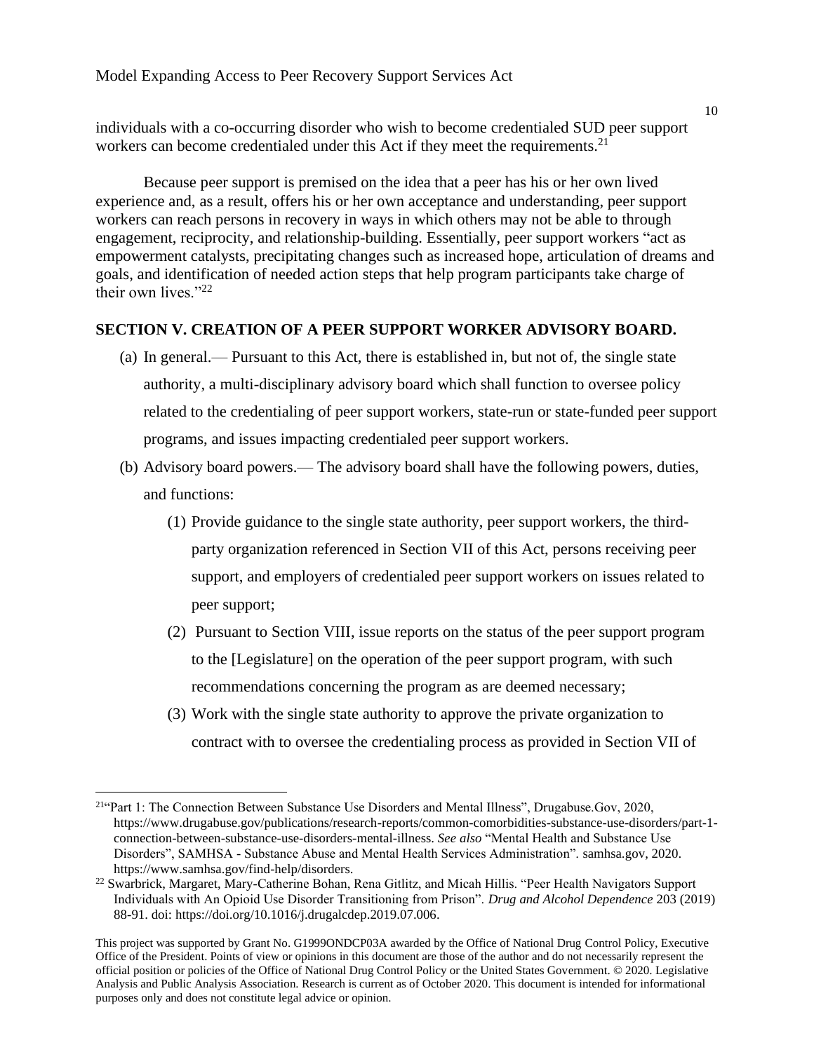individuals with a co-occurring disorder who wish to become credentialed SUD peer support workers can become credentialed under this Act if they meet the requirements.[21]

Because peer support is premised on the idea that a peer has his or her own lived experience and, as a result, offers his or her own acceptance and understanding, peer support workers can reach persons in recovery in ways in which others may not be able to through engagement, reciprocity, and relationship-building. Essentially, peer support workers "act as empowerment catalysts, precipitating changes such as increased hope, articulation of dreams and goals, and identification of needed action steps that help program participants take charge of their own lives."[22]

## SECTION V. CREATION OF A PEER SUPPORT WORKER ADVISORY BOARD.

(a) In general.— Pursuant to this Act, there is established in, but not of, the single state authority, a multi-disciplinary advisory board which shall function to oversee policy related to the credentialing of peer support workers, state-run or state-funded peer support programs, and issues impacting credentialed peer support workers.

(b) Advisory board powers.— The advisory board shall have the following powers, duties, and functions:

   (1) Provide guidance to the single state authority, peer support workers, the third-party organization referenced in Section VII of this Act, persons receiving peer support, and employers of credentialed peer support workers on issues related to peer support;

   (2) Pursuant to Section VIII, issue reports on the status of the peer support program to the [Legislature] on the operation of the peer support program, with such recommendations concerning the program as are deemed necessary;

   (3) Work with the single state authority to approve the private organization to contract with to oversee the credentialing process as provided in Section VII of

---

[21] "Part 1: The Connection Between Substance Use Disorders and Mental Illness", Drugabuse.Gov, 2020, https://www.drugabuse.gov/publications/research-reports/common-comorbidities-substance-use-disorders/part-1-connection-between-substance-use-disorders-mental-illness. *See also* "Mental Health and Substance Use Disorders", SAMHSA - Substance Abuse and Mental Health Services Administration". samhsa.gov, 2020. https://www.samhsa.gov/find-help/disorders.

[22] Swarbrick, Margaret, Mary-Catherine Bohan, Rena Gitlitz, and Micah Hillis. "Peer Health Navigators Support Individuals with An Opioid Use Disorder Transitioning from Prison". *Drug and Alcohol Dependence* 203 (2019) 88-91. doi: https://doi.org/10.1016/j.drugalcdep.2019.07.006.

This project was supported by Grant No. G1999ONDCP03A awarded by the Office of National Drug Control Policy, Executive Office of the President. Points of view or opinions in this document are those of the author and do not necessarily represent the official position or policies of the Office of National Drug Control Policy or the United States Government. © 2020. Legislative Analysis and Public Analysis Association. Research is current as of October 2020. This document is intended for informational purposes only and does not constitute legal advice or opinion.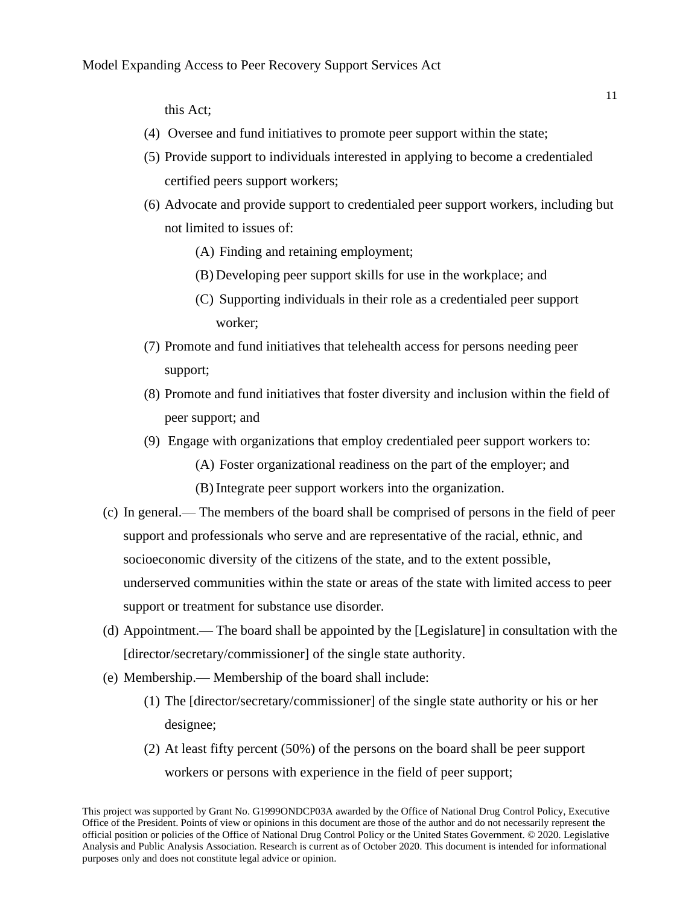this Act;

(4) Oversee and fund initiatives to promote peer support within the state;

(5) Provide support to individuals interested in applying to become a credentialed certified peers support workers;

(6) Advocate and provide support to credentialed peer support workers, including but not limited to issues of:

  (A) Finding and retaining employment;

  (B) Developing peer support skills for use in the workplace; and

  (C) Supporting individuals in their role as a credentialed peer support worker;

(7) Promote and fund initiatives that telehealth access for persons needing peer support;

(8) Promote and fund initiatives that foster diversity and inclusion within the field of peer support; and

(9) Engage with organizations that employ credentialed peer support workers to:

  (A) Foster organizational readiness on the part of the employer; and

  (B) Integrate peer support workers into the organization.

(c) In general.— The members of the board shall be comprised of persons in the field of peer support and professionals who serve and are representative of the racial, ethnic, and socioeconomic diversity of the citizens of the state, and to the extent possible, underserved communities within the state or areas of the state with limited access to peer support or treatment for substance use disorder.

(d) Appointment.— The board shall be appointed by the [Legislature] in consultation with the [director/secretary/commissioner] of the single state authority.

(e) Membership.— Membership of the board shall include:

(1) The [director/secretary/commissioner] of the single state authority or his or her designee;

(2) At least fifty percent (50%) of the persons on the board shall be peer support workers or persons with experience in the field of peer support;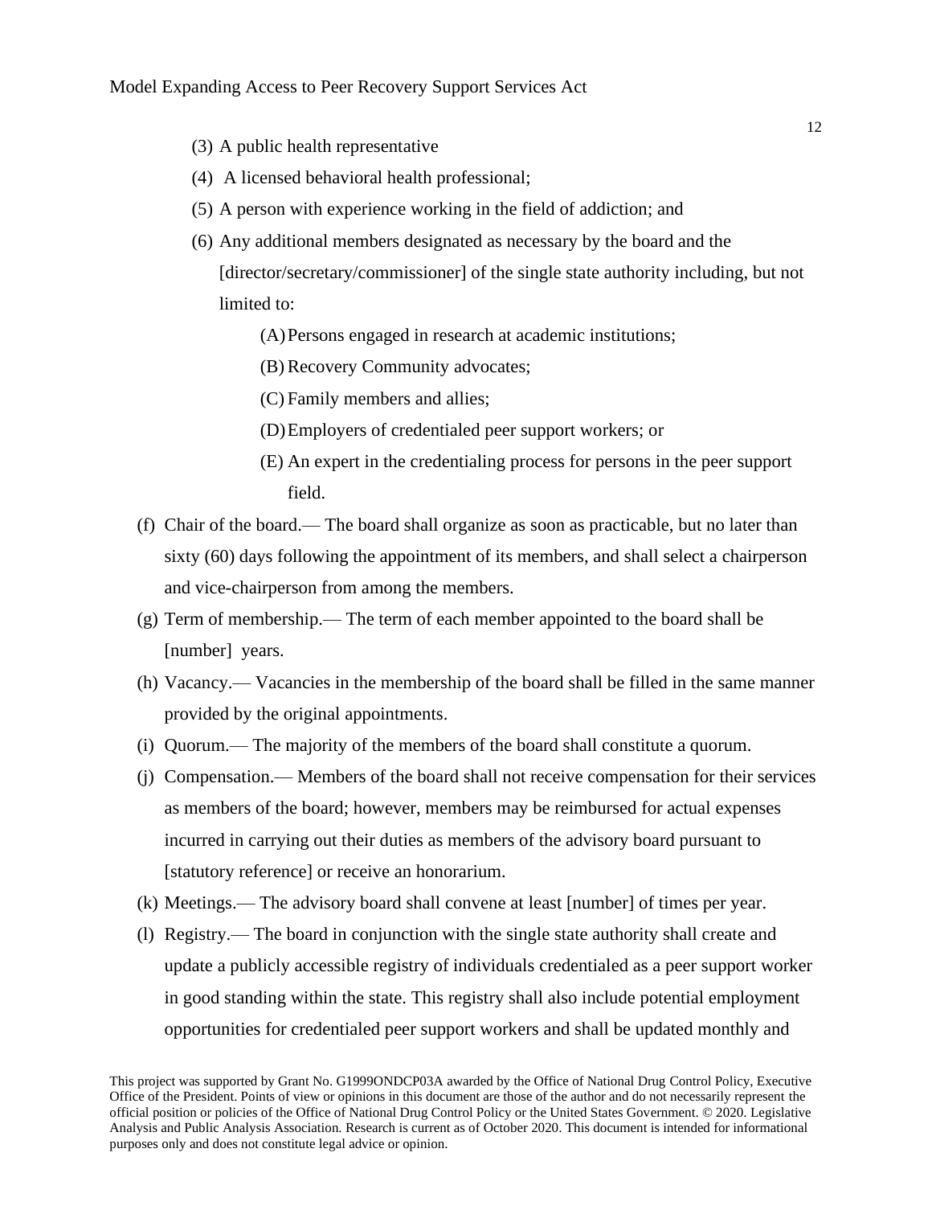(3) A public health representative

(4) A licensed behavioral health professional;

(5) A person with experience working in the field of addiction; and

(6) Any additional members designated as necessary by the board and the [director/secretary/commissioner] of the single state authority including, but not limited to:

  (A) Persons engaged in research at academic institutions;

  (B) Recovery Community advocates;

  (C) Family members and allies;

  (D) Employers of credentialed peer support workers; or

  (E) An expert in the credentialing process for persons in the peer support field.

(f) Chair of the board.— The board shall organize as soon as practicable, but no later than sixty (60) days following the appointment of its members, and shall select a chairperson and vice-chairperson from among the members.

(g) Term of membership.— The term of each member appointed to the board shall be [number] years.

(h) Vacancy.— Vacancies in the membership of the board shall be filled in the same manner provided by the original appointments.

(i) Quorum.— The majority of the members of the board shall constitute a quorum.

(j) Compensation.— Members of the board shall not receive compensation for their services as members of the board; however, members may be reimbursed for actual expenses incurred in carrying out their duties as members of the advisory board pursuant to [statutory reference] or receive an honorarium.

(k) Meetings.— The advisory board shall convene at least [number] of times per year.

(l) Registry.— The board in conjunction with the single state authority shall create and update a publicly accessible registry of individuals credentialed as a peer support worker in good standing within the state. This registry shall also include potential employment opportunities for credentialed peer support workers and shall be updated monthly and

This project was supported by Grant No. G1999ONDCP03A awarded by the Office of National Drug Control Policy, Executive Office of the President. Points of view or opinions in this document are those of the author and do not necessarily represent the official position or policies of the Office of National Drug Control Policy or the United States Government. © 2020. Legislative Analysis and Public Analysis Association. Research is current as of October 2020. This document is intended for informational purposes only and does not constitute legal advice or opinion.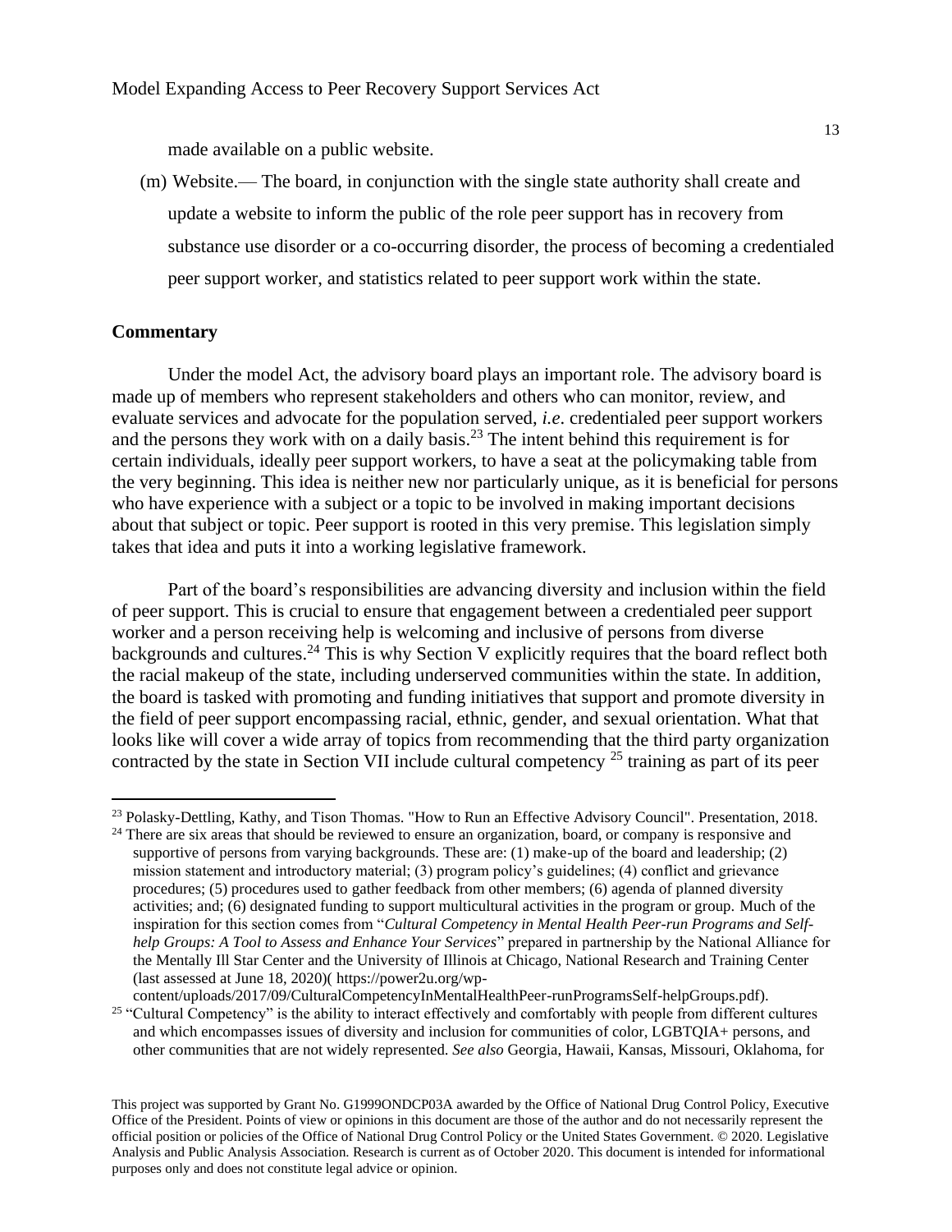made available on a public website.

(m) Website.— The board, in conjunction with the single state authority shall create and update a website to inform the public of the role peer support has in recovery from substance use disorder or a co-occurring disorder, the process of becoming a credentialed peer support worker, and statistics related to peer support work within the state.

**Commentary**

Under the model Act, the advisory board plays an important role. The advisory board is made up of members who represent stakeholders and others who can monitor, review, and evaluate services and advocate for the population served, *i.e.* credentialed peer support workers and the persons they work with on a daily basis.[23] The intent behind this requirement is for certain individuals, ideally peer support workers, to have a seat at the policymaking table from the very beginning. This idea is neither new nor particularly unique, as it is beneficial for persons who have experience with a subject or a topic to be involved in making important decisions about that subject or topic. Peer support is rooted in this very premise. This legislation simply takes that idea and puts it into a working legislative framework.

Part of the board's responsibilities are advancing diversity and inclusion within the field of peer support. This is crucial to ensure that engagement between a credentialed peer support worker and a person receiving help is welcoming and inclusive of persons from diverse backgrounds and cultures.[24] This is why Section V explicitly requires that the board reflect both the racial makeup of the state, including underserved communities within the state. In addition, the board is tasked with promoting and funding initiatives that support and promote diversity in the field of peer support encompassing racial, ethnic, gender, and sexual orientation. What that looks like will cover a wide array of topics from recommending that the third party organization contracted by the state in Section VII include cultural competency [25] training as part of its peer

---

[23] Polasky-Dettling, Kathy, and Tison Thomas. "How to Run an Effective Advisory Council". Presentation, 2018.

[24] There are six areas that should be reviewed to ensure an organization, board, or company is responsive and supportive of persons from varying backgrounds. These are: (1) make-up of the board and leadership; (2) mission statement and introductory material; (3) program policy's guidelines; (4) conflict and grievance procedures; (5) procedures used to gather feedback from other members; (6) agenda of planned diversity activities; and; (6) designated funding to support multicultural activities in the program or group. Much of the inspiration for this section comes from "*Cultural Competency in Mental Health Peer-run Programs and Self-help Groups: A Tool to Assess and Enhance Your Services*" prepared in partnership by the National Alliance for the Mentally Ill Star Center and the University of Illinois at Chicago, National Research and Training Center (last assessed at June 18, 2020)( https://power2u.org/wp-content/uploads/2017/09/CulturalCompetencyInMentalHealthPeer-runProgramsSelf-helpGroups.pdf).

[25] "Cultural Competency" is the ability to interact effectively and comfortably with people from different cultures and which encompasses issues of diversity and inclusion for communities of color, LGBTQIA+ persons, and other communities that are not widely represented. *See also* Georgia, Hawaii, Kansas, Missouri, Oklahoma, for

This project was supported by Grant No. G1999ONDCP03A awarded by the Office of National Drug Control Policy, Executive Office of the President. Points of view or opinions in this document are those of the author and do not necessarily represent the official position or policies of the Office of National Drug Control Policy or the United States Government. © 2020. Legislative Analysis and Public Analysis Association. Research is current as of October 2020. This document is intended for informational purposes only and does not constitute legal advice or opinion.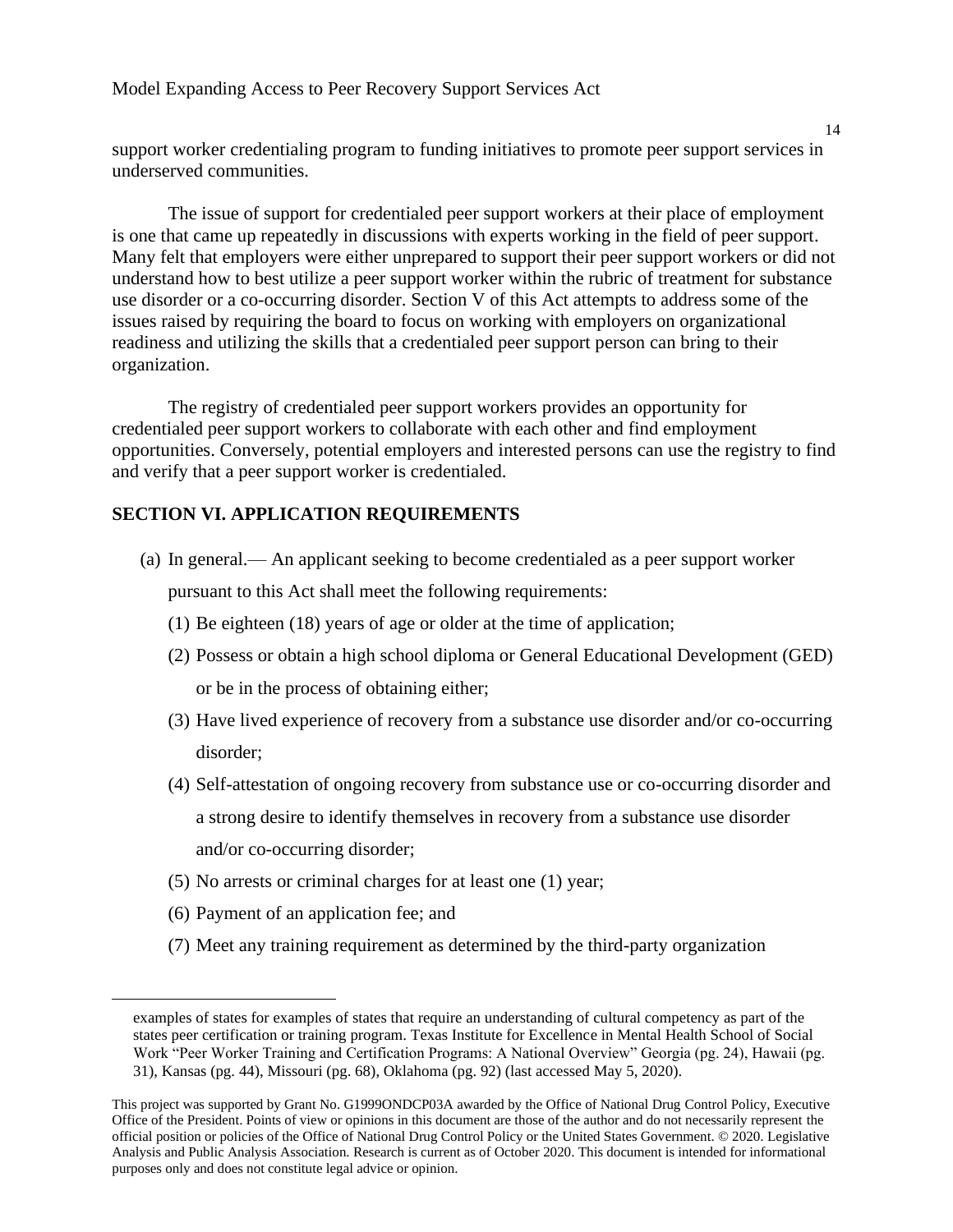support worker credentialing program to funding initiatives to promote peer support services in underserved communities.

The issue of support for credentialed peer support workers at their place of employment is one that came up repeatedly in discussions with experts working in the field of peer support. Many felt that employers were either unprepared to support their peer support workers or did not understand how to best utilize a peer support worker within the rubric of treatment for substance use disorder or a co-occurring disorder. Section V of this Act attempts to address some of the issues raised by requiring the board to focus on working with employers on organizational readiness and utilizing the skills that a credentialed peer support person can bring to their organization.

The registry of credentialed peer support workers provides an opportunity for credentialed peer support workers to collaborate with each other and find employment opportunities. Conversely, potential employers and interested persons can use the registry to find and verify that a peer support worker is credentialed.

## SECTION VI. APPLICATION REQUIREMENTS

(a) In general.— An applicant seeking to become credentialed as a peer support worker pursuant to this Act shall meet the following requirements:

(1) Be eighteen (18) years of age or older at the time of application;

(2) Possess or obtain a high school diploma or General Educational Development (GED) or be in the process of obtaining either;

(3) Have lived experience of recovery from a substance use disorder and/or co-occurring disorder;

(4) Self-attestation of ongoing recovery from substance use or co-occurring disorder and a strong desire to identify themselves in recovery from a substance use disorder and/or co-occurring disorder;

(5) No arrests or criminal charges for at least one (1) year;

(6) Payment of an application fee; and

(7) Meet any training requirement as determined by the third-party organization

---

examples of states for examples of states that require an understanding of cultural competency as part of the states peer certification or training program. Texas Institute for Excellence in Mental Health School of Social Work "Peer Worker Training and Certification Programs: A National Overview" Georgia (pg. 24), Hawaii (pg. 31), Kansas (pg. 44), Missouri (pg. 68), Oklahoma (pg. 92) (last accessed May 5, 2020).

This project was supported by Grant No. G1999ONDCP03A awarded by the Office of National Drug Control Policy, Executive Office of the President. Points of view or opinions in this document are those of the author and do not necessarily represent the official position or policies of the Office of National Drug Control Policy or the United States Government. © 2020. Legislative Analysis and Public Analysis Association. Research is current as of October 2020. This document is intended for informational purposes only and does not constitute legal advice or opinion.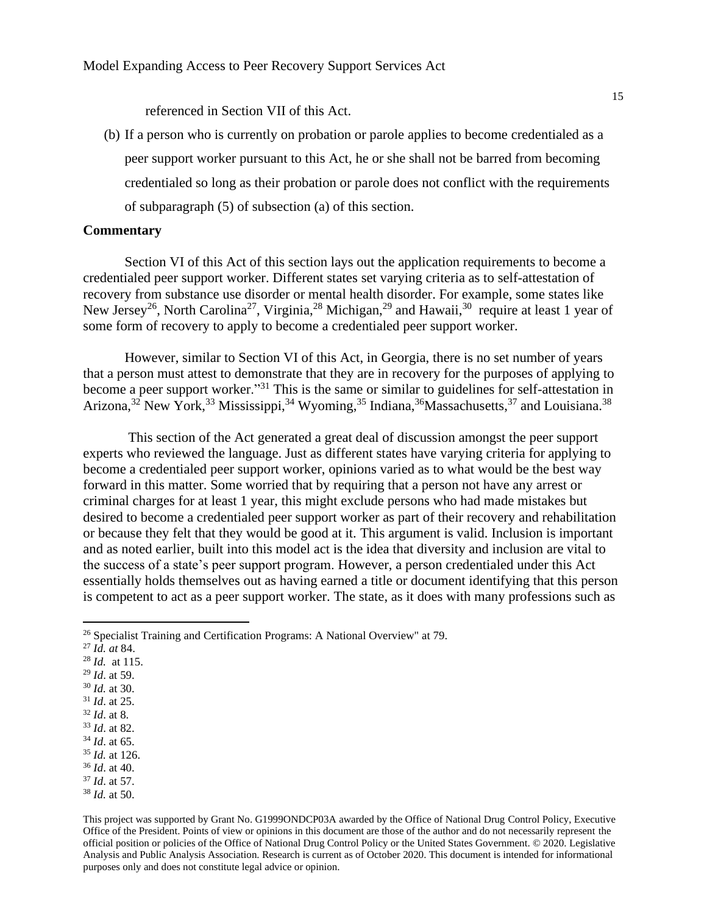referenced in Section VII of this Act.

(b) If a person who is currently on probation or parole applies to become credentialed as a peer support worker pursuant to this Act, he or she shall not be barred from becoming credentialed so long as their probation or parole does not conflict with the requirements of subparagraph (5) of subsection (a) of this section.

**Commentary**

Section VI of this Act of this section lays out the application requirements to become a credentialed peer support worker. Different states set varying criteria as to self-attestation of recovery from substance use disorder or mental health disorder. For example, some states like New Jersey[26], North Carolina[27], Virginia,[28] Michigan,[29] and Hawaii,[30] require at least 1 year of some form of recovery to apply to become a credentialed peer support worker.

However, similar to Section VI of this Act, in Georgia, there is no set number of years that a person must attest to demonstrate that they are in recovery for the purposes of applying to become a peer support worker."[31] This is the same or similar to guidelines for self-attestation in Arizona,[32] New York,[33] Mississippi,[34] Wyoming,[35] Indiana,[36]Massachusetts,[37] and Louisiana.[38]

This section of the Act generated a great deal of discussion amongst the peer support experts who reviewed the language. Just as different states have varying criteria for applying to become a credentialed peer support worker, opinions varied as to what would be the best way forward in this matter. Some worried that by requiring that a person not have any arrest or criminal charges for at least 1 year, this might exclude persons who had made mistakes but desired to become a credentialed peer support worker as part of their recovery and rehabilitation or because they felt that they would be good at it. This argument is valid. Inclusion is important and as noted earlier, built into this model act is the idea that diversity and inclusion are vital to the success of a state's peer support program. However, a person credentialed under this Act essentially holds themselves out as having earned a title or document identifying that this person is competent to act as a peer support worker. The state, as it does with many professions such as

---

[26] Specialist Training and Certification Programs: A National Overview" at 79.
[27] *Id. at* 84.
[28] *Id.* at 115.
[29] *Id*. at 59.
[30] *Id.* at 30.
[31] *Id*. at 25.
[32] *Id*. at 8.
[33] *Id*. at 82.
[34] *Id*. at 65.
[35] *Id.* at 126.
[36] *Id*. at 40.
[37] *Id*. at 57.
[38] *Id.* at 50.

This project was supported by Grant No. G1999ONDCP03A awarded by the Office of National Drug Control Policy, Executive Office of the President. Points of view or opinions in this document are those of the author and do not necessarily represent the official position or policies of the Office of National Drug Control Policy or the United States Government. © 2020. Legislative Analysis and Public Analysis Association. Research is current as of October 2020. This document is intended for informational purposes only and does not constitute legal advice or opinion.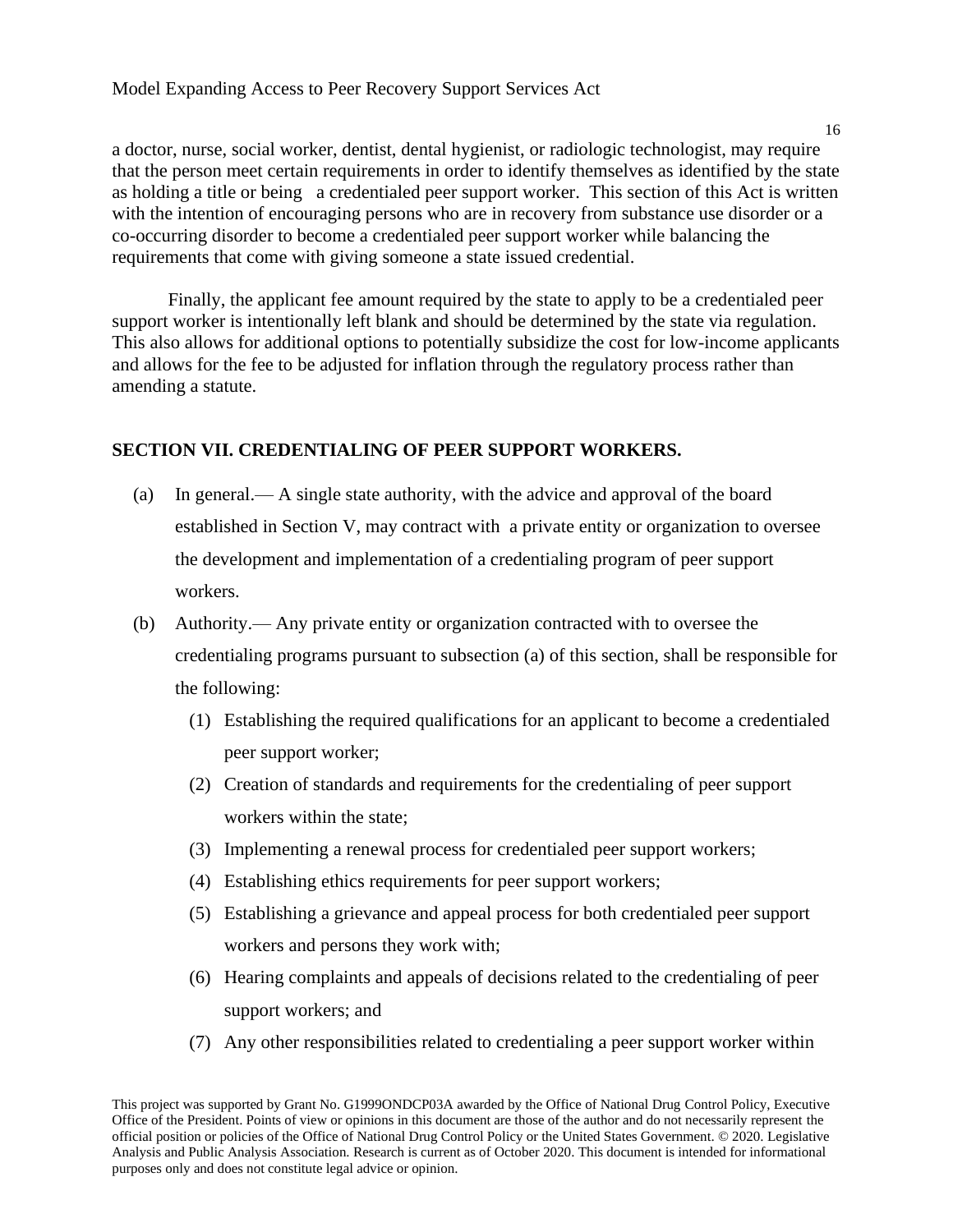a doctor, nurse, social worker, dentist, dental hygienist, or radiologic technologist, may require that the person meet certain requirements in order to identify themselves as identified by the state as holding a title or being a credentialed peer support worker. This section of this Act is written with the intention of encouraging persons who are in recovery from substance use disorder or a co-occurring disorder to become a credentialed peer support worker while balancing the requirements that come with giving someone a state issued credential.

Finally, the applicant fee amount required by the state to apply to be a credentialed peer support worker is intentionally left blank and should be determined by the state via regulation. This also allows for additional options to potentially subsidize the cost for low-income applicants and allows for the fee to be adjusted for inflation through the regulatory process rather than amending a statute.

## SECTION VII. CREDENTIALING OF PEER SUPPORT WORKERS.

(a) In general.— A single state authority, with the advice and approval of the board established in Section V, may contract with a private entity or organization to oversee the development and implementation of a credentialing program of peer support workers.

(b) Authority.— Any private entity or organization contracted with to oversee the credentialing programs pursuant to subsection (a) of this section, shall be responsible for the following:

   (1) Establishing the required qualifications for an applicant to become a credentialed peer support worker;

   (2) Creation of standards and requirements for the credentialing of peer support workers within the state;

   (3) Implementing a renewal process for credentialed peer support workers;

   (4) Establishing ethics requirements for peer support workers;

   (5) Establishing a grievance and appeal process for both credentialed peer support workers and persons they work with;

   (6) Hearing complaints and appeals of decisions related to the credentialing of peer support workers; and

   (7) Any other responsibilities related to credentialing a peer support worker within

This project was supported by Grant No. G1999ONDCP03A awarded by the Office of National Drug Control Policy, Executive Office of the President. Points of view or opinions in this document are those of the author and do not necessarily represent the official position or policies of the Office of National Drug Control Policy or the United States Government. © 2020. Legislative Analysis and Public Analysis Association. Research is current as of October 2020. This document is intended for informational purposes only and does not constitute legal advice or opinion.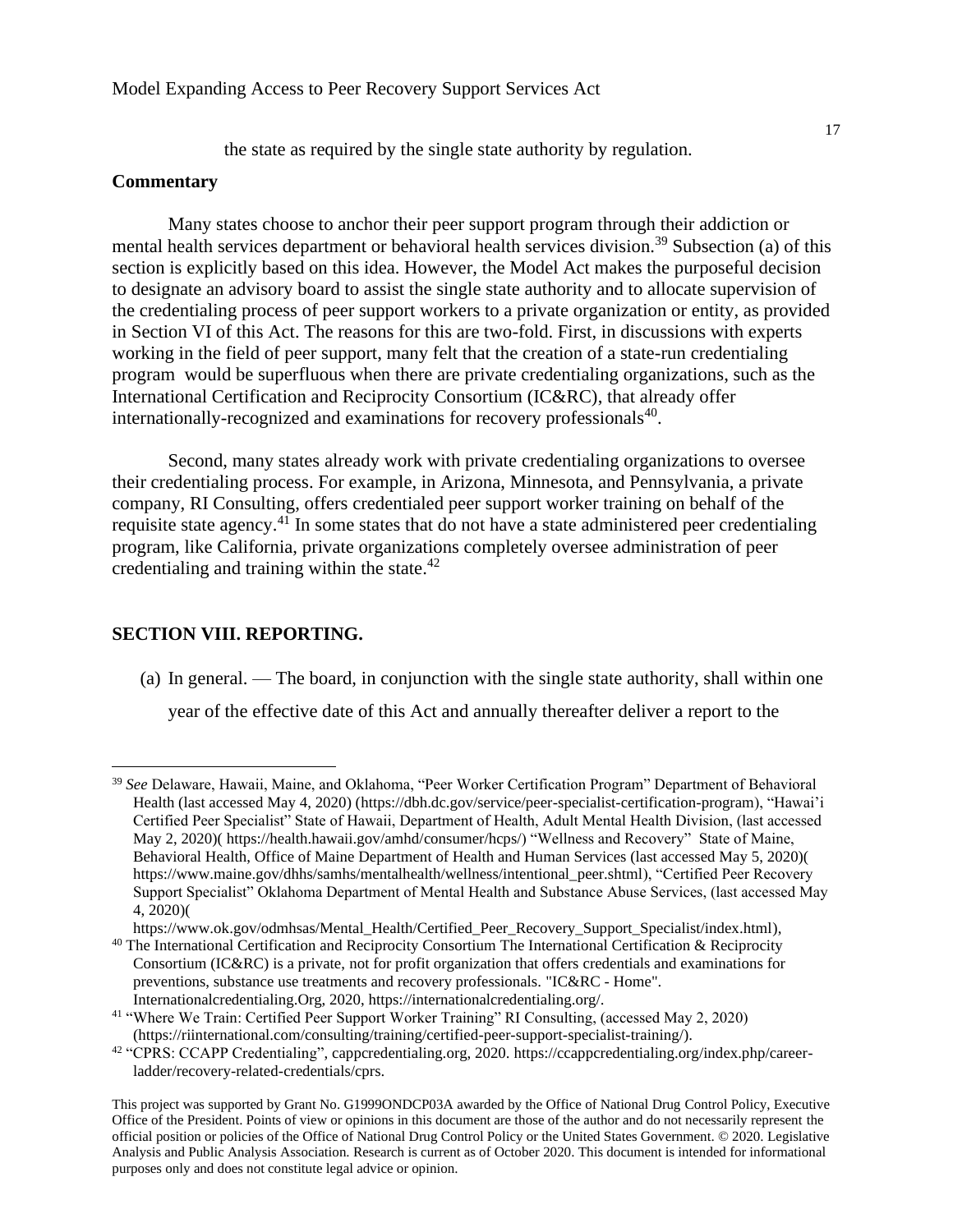the state as required by the single state authority by regulation.

**Commentary**

Many states choose to anchor their peer support program through their addiction or mental health services department or behavioral health services division.[39] Subsection (a) of this section is explicitly based on this idea. However, the Model Act makes the purposeful decision to designate an advisory board to assist the single state authority and to allocate supervision of the credentialing process of peer support workers to a private organization or entity, as provided in Section VI of this Act. The reasons for this are two-fold. First, in discussions with experts working in the field of peer support, many felt that the creation of a state-run credentialing program would be superfluous when there are private credentialing organizations, such as the International Certification and Reciprocity Consortium (IC&RC), that already offer internationally-recognized and examinations for recovery professionals[40].

Second, many states already work with private credentialing organizations to oversee their credentialing process. For example, in Arizona, Minnesota, and Pennsylvania, a private company, RI Consulting, offers credentialed peer support worker training on behalf of the requisite state agency.[41] In some states that do not have a state administered peer credentialing program, like California, private organizations completely oversee administration of peer credentialing and training within the state.[42]

**SECTION VIII. REPORTING.**

(a) In general. — The board, in conjunction with the single state authority, shall within one year of the effective date of this Act and annually thereafter deliver a report to the

---

[39] *See* Delaware, Hawaii, Maine, and Oklahoma, "Peer Worker Certification Program" Department of Behavioral Health (last accessed May 4, 2020) (https://dbh.dc.gov/service/peer-specialist-certification-program), "Hawai'i Certified Peer Specialist" State of Hawaii, Department of Health, Adult Mental Health Division, (last accessed May 2, 2020)( https://health.hawaii.gov/amhd/consumer/hcps/) "Wellness and Recovery" State of Maine, Behavioral Health, Office of Maine Department of Health and Human Services (last accessed May 5, 2020)( https://www.maine.gov/dhhs/samhs/mentalhealth/wellness/intentional_peer.shtml), "Certified Peer Recovery Support Specialist" Oklahoma Department of Mental Health and Substance Abuse Services, (last accessed May 4, 2020)( https://www.ok.gov/odmhsas/Mental_Health/Certified_Peer_Recovery_Support_Specialist/index.html),

[40] The International Certification and Reciprocity Consortium The International Certification & Reciprocity Consortium (IC&RC) is a private, not for profit organization that offers credentials and examinations for preventions, substance use treatments and recovery professionals. "IC&RC - Home". Internationalcredentialing.Org, 2020, https://internationalcredentialing.org/.

[41] "Where We Train: Certified Peer Support Worker Training" RI Consulting, (accessed May 2, 2020) (https://riinternational.com/consulting/training/certified-peer-support-specialist-training/).

[42] "CPRS: CCAPP Credentialing", cappcredentialing.org, 2020. https://ccappcredentialing.org/index.php/career-ladder/recovery-related-credentials/cprs.

This project was supported by Grant No. G1999ONDCP03A awarded by the Office of National Drug Control Policy, Executive Office of the President. Points of view or opinions in this document are those of the author and do not necessarily represent the official position or policies of the Office of National Drug Control Policy or the United States Government. © 2020. Legislative Analysis and Public Analysis Association. Research is current as of October 2020. This document is intended for informational purposes only and does not constitute legal advice or opinion.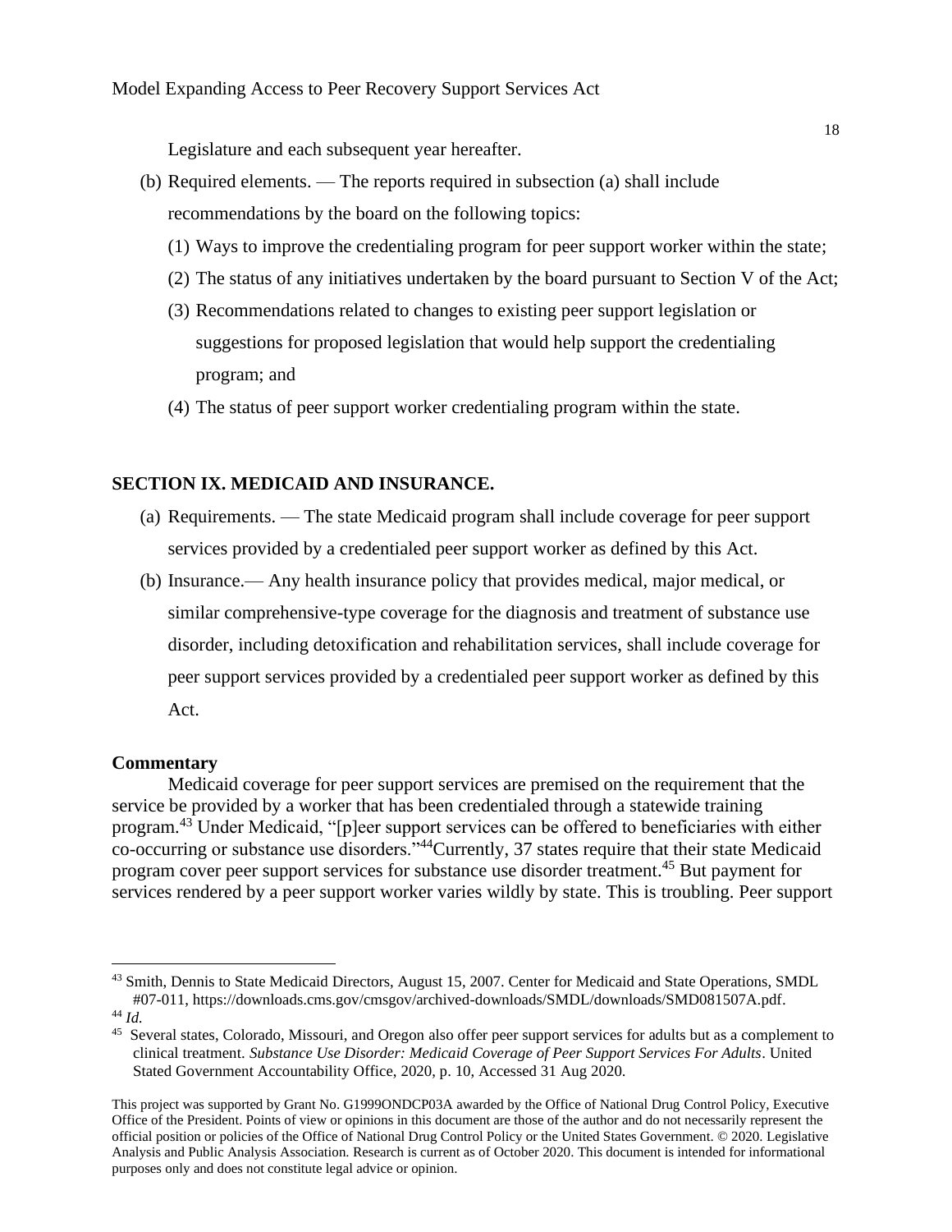Legislature and each subsequent year hereafter.

(b) Required elements. — The reports required in subsection (a) shall include recommendations by the board on the following topics:

(1) Ways to improve the credentialing program for peer support worker within the state;

(2) The status of any initiatives undertaken by the board pursuant to Section V of the Act;

(3) Recommendations related to changes to existing peer support legislation or suggestions for proposed legislation that would help support the credentialing program; and

(4) The status of peer support worker credentialing program within the state.

## SECTION IX. MEDICAID AND INSURANCE.

(a) Requirements. — The state Medicaid program shall include coverage for peer support services provided by a credentialed peer support worker as defined by this Act.

(b) Insurance.— Any health insurance policy that provides medical, major medical, or similar comprehensive-type coverage for the diagnosis and treatment of substance use disorder, including detoxification and rehabilitation services, shall include coverage for peer support services provided by a credentialed peer support worker as defined by this Act.

**Commentary**

Medicaid coverage for peer support services are premised on the requirement that the service be provided by a worker that has been credentialed through a statewide training program.[43] Under Medicaid, "[p]eer support services can be offered to beneficiaries with either co-occurring or substance use disorders."[44]Currently, 37 states require that their state Medicaid program cover peer support services for substance use disorder treatment.[45] But payment for services rendered by a peer support worker varies wildly by state. This is troubling. Peer support

[43] Smith, Dennis to State Medicaid Directors, August 15, 2007. Center for Medicaid and State Operations, SMDL #07-011, https://downloads.cms.gov/cmsgov/archived-downloads/SMDL/downloads/SMD081507A.pdf.

[44] *Id.*

[45] Several states, Colorado, Missouri, and Oregon also offer peer support services for adults but as a complement to clinical treatment. *Substance Use Disorder: Medicaid Coverage of Peer Support Services For Adults*. United Stated Government Accountability Office, 2020, p. 10, Accessed 31 Aug 2020.

This project was supported by Grant No. G1999ONDCP03A awarded by the Office of National Drug Control Policy, Executive Office of the President. Points of view or opinions in this document are those of the author and do not necessarily represent the official position or policies of the Office of National Drug Control Policy or the United States Government. © 2020. Legislative Analysis and Public Analysis Association. Research is current as of October 2020. This document is intended for informational purposes only and does not constitute legal advice or opinion.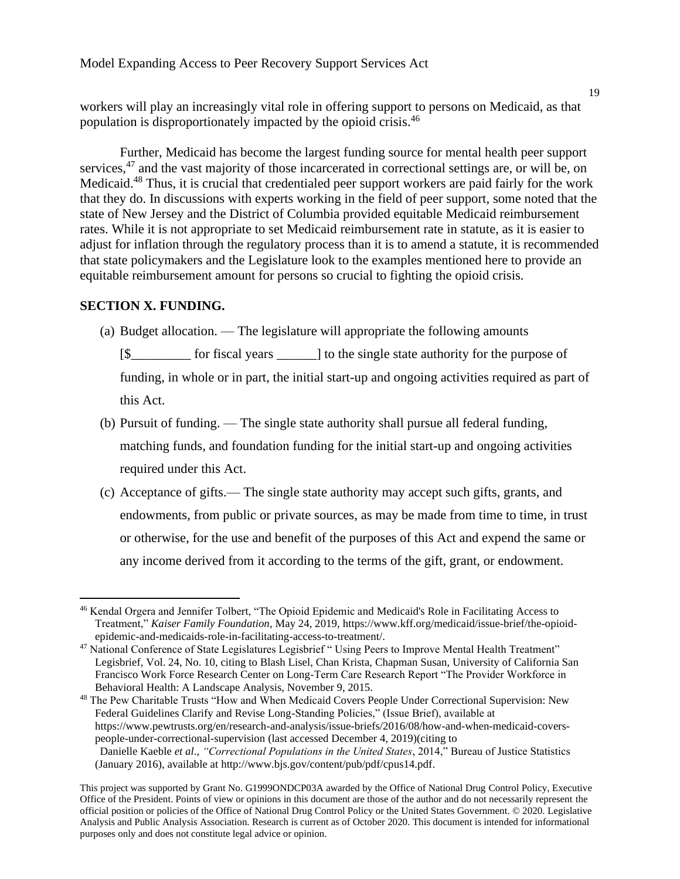workers will play an increasingly vital role in offering support to persons on Medicaid, as that population is disproportionately impacted by the opioid crisis.[46]

Further, Medicaid has become the largest funding source for mental health peer support services,[47] and the vast majority of those incarcerated in correctional settings are, or will be, on Medicaid.[48] Thus, it is crucial that credentialed peer support workers are paid fairly for the work that they do. In discussions with experts working in the field of peer support, some noted that the state of New Jersey and the District of Columbia provided equitable Medicaid reimbursement rates. While it is not appropriate to set Medicaid reimbursement rate in statute, as it is easier to adjust for inflation through the regulatory process than it is to amend a statute, it is recommended that state policymakers and the Legislature look to the examples mentioned here to provide an equitable reimbursement amount for persons so crucial to fighting the opioid crisis.

**SECTION X. FUNDING.**

(a) Budget allocation. — The legislature will appropriate the following amounts [$_________ for fiscal years ______] to the single state authority for the purpose of funding, in whole or in part, the initial start-up and ongoing activities required as part of this Act.

(b) Pursuit of funding. — The single state authority shall pursue all federal funding, matching funds, and foundation funding for the initial start-up and ongoing activities required under this Act.

(c) Acceptance of gifts.— The single state authority may accept such gifts, grants, and endowments, from public or private sources, as may be made from time to time, in trust or otherwise, for the use and benefit of the purposes of this Act and expend the same or any income derived from it according to the terms of the gift, grant, or endowment.

---

[46] Kendal Orgera and Jennifer Tolbert, "The Opioid Epidemic and Medicaid's Role in Facilitating Access to Treatment," *Kaiser Family Foundation*, May 24, 2019, https://www.kff.org/medicaid/issue-brief/the-opioid-epidemic-and-medicaids-role-in-facilitating-access-to-treatment/.

[47] National Conference of State Legislatures Legisbrief " Using Peers to Improve Mental Health Treatment" Legisbrief, Vol. 24, No. 10, citing to Blash Lisel, Chan Krista, Chapman Susan, University of California San Francisco Work Force Research Center on Long-Term Care Research Report "The Provider Workforce in Behavioral Health: A Landscape Analysis, November 9, 2015.

[48] The Pew Charitable Trusts "How and When Medicaid Covers People Under Correctional Supervision: New Federal Guidelines Clarify and Revise Long-Standing Policies," (Issue Brief), available at https://www.pewtrusts.org/en/research-and-analysis/issue-briefs/2016/08/how-and-when-medicaid-covers-people-under-correctional-supervision (last accessed December 4, 2019)(citing to Danielle Kaeble *et al*., *"Correctional Populations in the United States*, 2014," Bureau of Justice Statistics (January 2016), available at http://www.bjs.gov/content/pub/pdf/cpus14.pdf.

This project was supported by Grant No. G1999ONDCP03A awarded by the Office of National Drug Control Policy, Executive Office of the President. Points of view or opinions in this document are those of the author and do not necessarily represent the official position or policies of the Office of National Drug Control Policy or the United States Government. © 2020. Legislative Analysis and Public Analysis Association. Research is current as of October 2020. This document is intended for informational purposes only and does not constitute legal advice or opinion.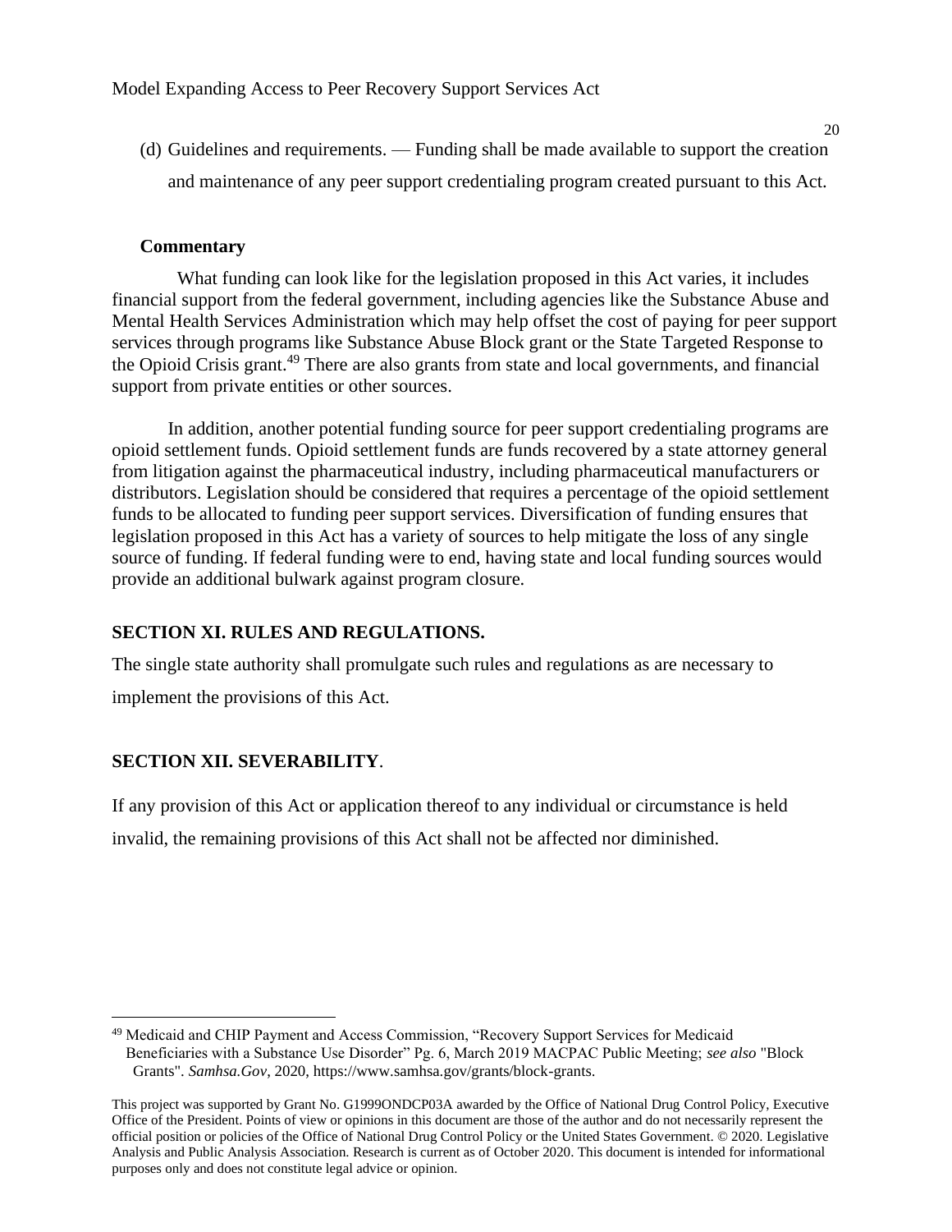(d) Guidelines and requirements. — Funding shall be made available to support the creation and maintenance of any peer support credentialing program created pursuant to this Act.

**Commentary**

What funding can look like for the legislation proposed in this Act varies, it includes financial support from the federal government, including agencies like the Substance Abuse and Mental Health Services Administration which may help offset the cost of paying for peer support services through programs like Substance Abuse Block grant or the State Targeted Response to the Opioid Crisis grant.[49] There are also grants from state and local governments, and financial support from private entities or other sources.

In addition, another potential funding source for peer support credentialing programs are opioid settlement funds. Opioid settlement funds are funds recovered by a state attorney general from litigation against the pharmaceutical industry, including pharmaceutical manufacturers or distributors. Legislation should be considered that requires a percentage of the opioid settlement funds to be allocated to funding peer support services. Diversification of funding ensures that legislation proposed in this Act has a variety of sources to help mitigate the loss of any single source of funding. If federal funding were to end, having state and local funding sources would provide an additional bulwark against program closure.

## SECTION XI. RULES AND REGULATIONS.

The single state authority shall promulgate such rules and regulations as are necessary to implement the provisions of this Act.

## SECTION XII. SEVERABILITY.

If any provision of this Act or application thereof to any individual or circumstance is held invalid, the remaining provisions of this Act shall not be affected nor diminished.

---

[49] Medicaid and CHIP Payment and Access Commission, "Recovery Support Services for Medicaid Beneficiaries with a Substance Use Disorder" Pg. 6, March 2019 MACPAC Public Meeting; *see also* "Block Grants". *Samhsa.Gov*, 2020, https://www.samhsa.gov/grants/block-grants.

This project was supported by Grant No. G1999ONDCP03A awarded by the Office of National Drug Control Policy, Executive Office of the President. Points of view or opinions in this document are those of the author and do not necessarily represent the official position or policies of the Office of National Drug Control Policy or the United States Government. © 2020. Legislative Analysis and Public Analysis Association. Research is current as of October 2020. This document is intended for informational purposes only and does not constitute legal advice or opinion.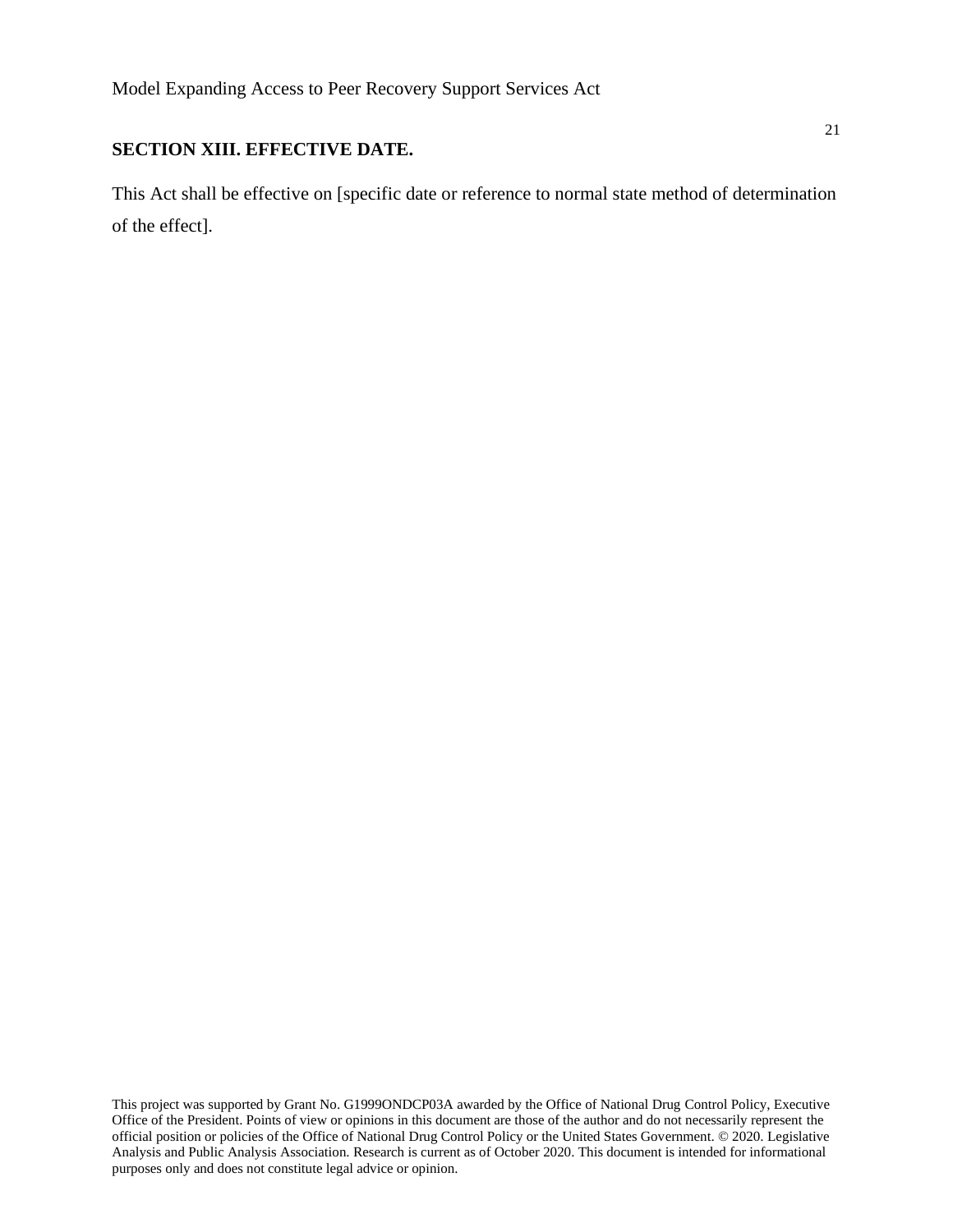**SECTION XIII. EFFECTIVE DATE.**

This Act shall be effective on [specific date or reference to normal state method of determination of the effect].